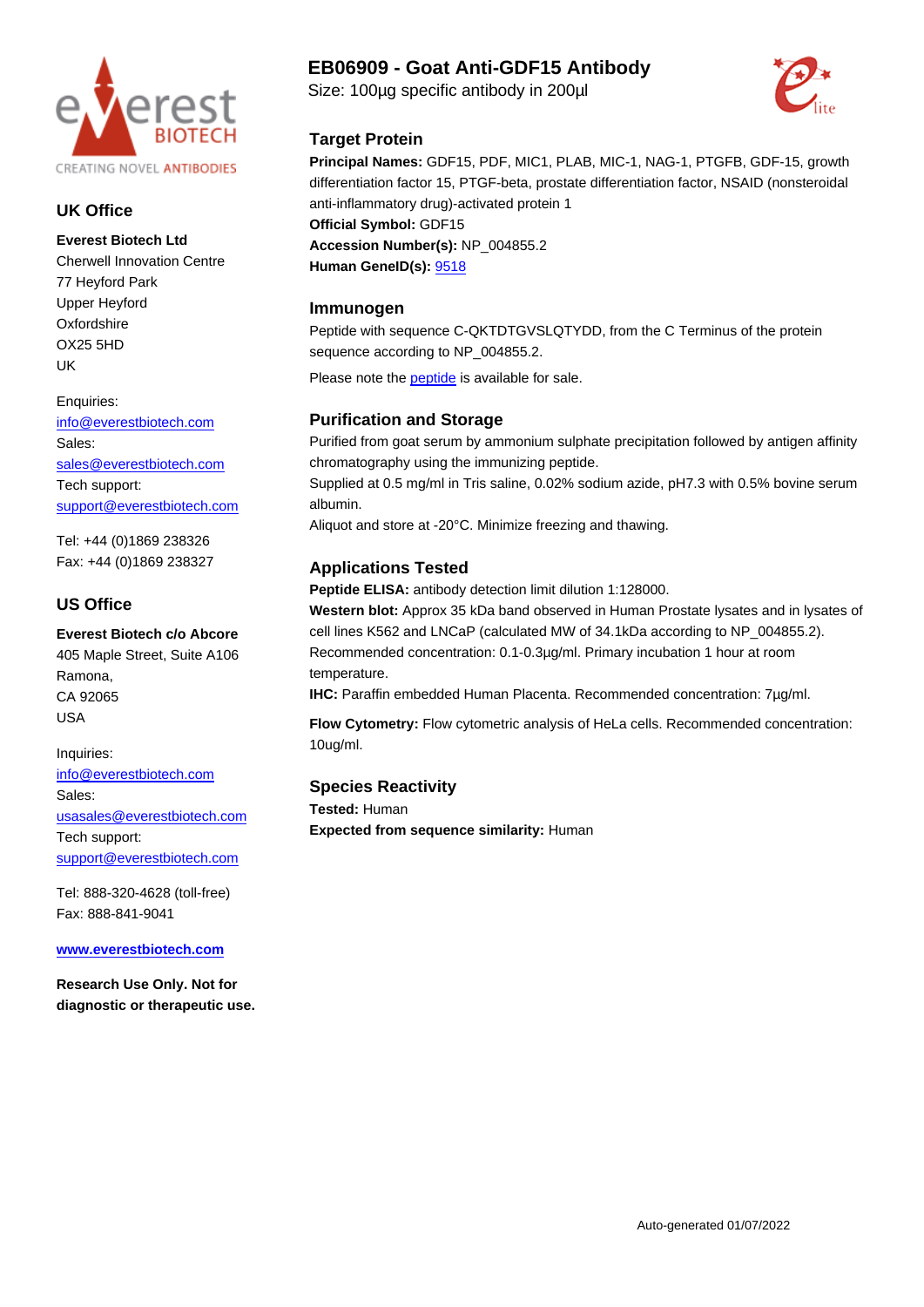# EB06909 - Goat Anti-GDF15 Antibody

Size: 100µg specific antibody in 200µl

CREATING NOVEL ANTIBODIES

## UK Office

**Everest Biotech Ltd**
Cherwell Innovation Centre
77 Heyford Park
Upper Heyford
Oxfordshire
OX25 5HD
UK

Enquiries:
info@everestbiotech.com
Sales:
sales@everestbiotech.com
Tech support:
support@everestbiotech.com

Tel: +44 (0)1869 238326
Fax: +44 (0)1869 238327

## US Office

**Everest Biotech c/o Abcore**
405 Maple Street, Suite A106
Ramona,
CA 92065
USA

Inquiries:
info@everestbiotech.com
Sales:
usasales@everestbiotech.com
Tech support:
support@everestbiotech.com

Tel: 888-320-4628 (toll-free)
Fax: 888-841-9041

**www.everestbiotech.com**

**Research Use Only. Not for diagnostic or therapeutic use.**

## Target Protein

**Principal Names:** GDF15, PDF, MIC1, PLAB, MIC-1, NAG-1, PTGFB, GDF-15, growth differentiation factor 15, PTGF-beta, prostate differentiation factor, NSAID (nonsteroidal anti-inflammatory drug)-activated protein 1
**Official Symbol:** GDF15
**Accession Number(s):** NP_004855.2
**Human GeneID(s):** 9518

## Immunogen

Peptide with sequence C-QKTDTGVSLQTYDD, from the C Terminus of the protein sequence according to NP_004855.2.

Please note the peptide is available for sale.

## Purification and Storage

Purified from goat serum by ammonium sulphate precipitation followed by antigen affinity chromatography using the immunizing peptide.
Supplied at 0.5 mg/ml in Tris saline, 0.02% sodium azide, pH7.3 with 0.5% bovine serum albumin.
Aliquot and store at -20°C. Minimize freezing and thawing.

## Applications Tested

**Peptide ELISA:** antibody detection limit dilution 1:128000.
**Western blot:** Approx 35 kDa band observed in Human Prostate lysates and in lysates of cell lines K562 and LNCaP (calculated MW of 34.1kDa according to NP_004855.2). Recommended concentration: 0.1-0.3µg/ml. Primary incubation 1 hour at room temperature.
**IHC:** Paraffin embedded Human Placenta. Recommended concentration: 7µg/ml.

**Flow Cytometry:** Flow cytometric analysis of HeLa cells. Recommended concentration: 10ug/ml.

## Species Reactivity

**Tested:** Human
**Expected from sequence similarity:** Human

Auto-generated 01/07/2022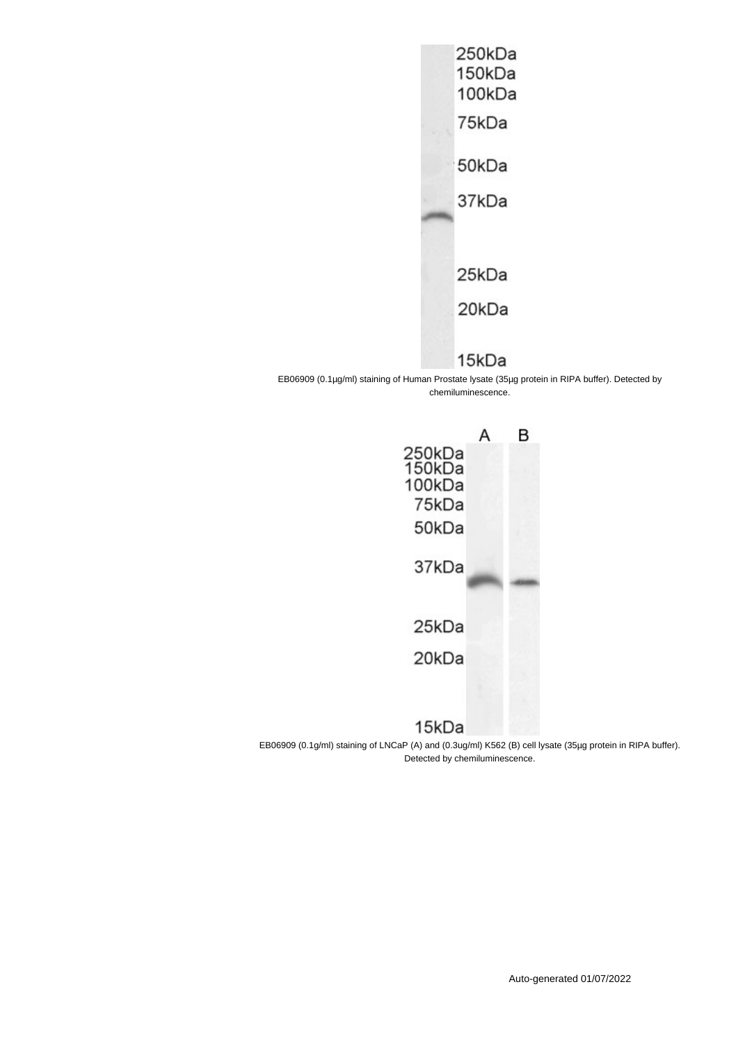250kDa
150kDa
100kDa
75kDa
50kDa
37kDa
25kDa
20kDa
15kDa

EB06909 (0.1µg/ml) staining of Human Prostate lysate (35µg protein in RIPA buffer). Detected by chemiluminescence.

A B
250kDa
150kDa
100kDa
75kDa
50kDa
37kDa
25kDa
20kDa
15kDa

EB06909 (0.1g/ml) staining of LNCaP (A) and (0.3ug/ml) K562 (B) cell lysate (35µg protein in RIPA buffer). Detected by chemiluminescence.

Auto-generated 01/07/2022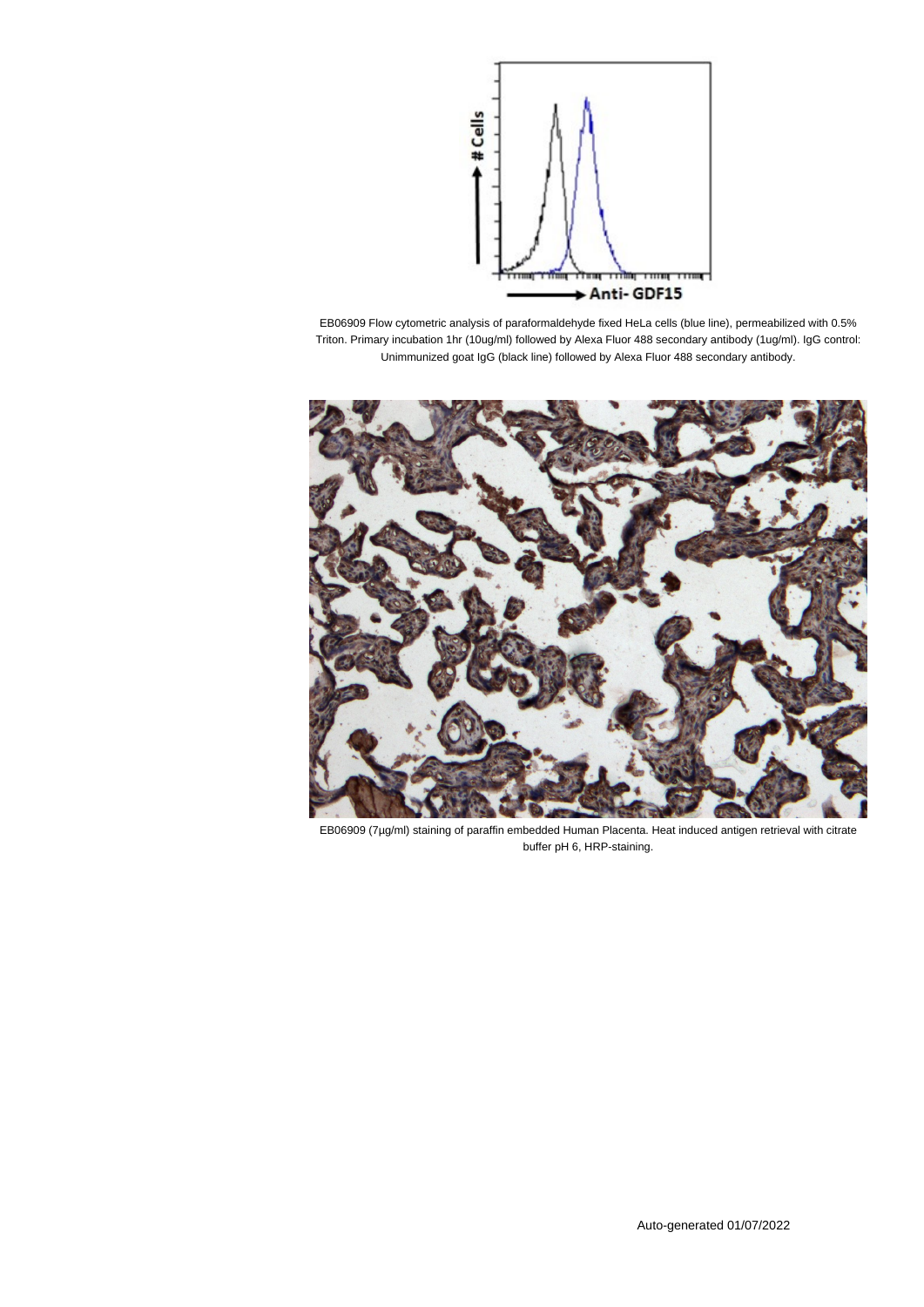EB06909 Flow cytometric analysis of paraformaldehyde fixed HeLa cells (blue line), permeabilized with 0.5% Triton. Primary incubation 1hr (10ug/ml) followed by Alexa Fluor 488 secondary antibody (1ug/ml). IgG control: Unimmunized goat IgG (black line) followed by Alexa Fluor 488 secondary antibody.

EB06909 (7µg/ml) staining of paraffin embedded Human Placenta. Heat induced antigen retrieval with citrate buffer pH 6, HRP-staining.

Auto-generated 01/07/2022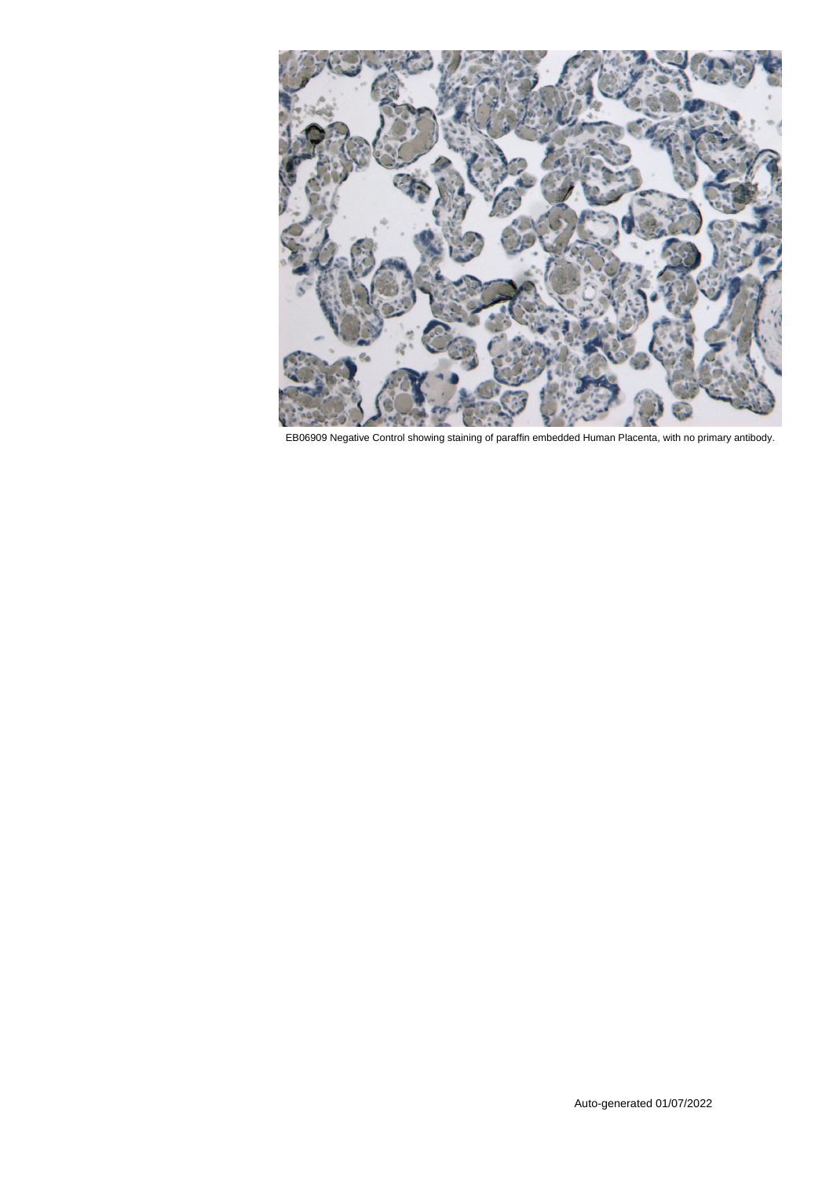EB06909 Negative Control showing staining of paraffin embedded Human Placenta, with no primary antibody.

Auto-generated 01/07/2022